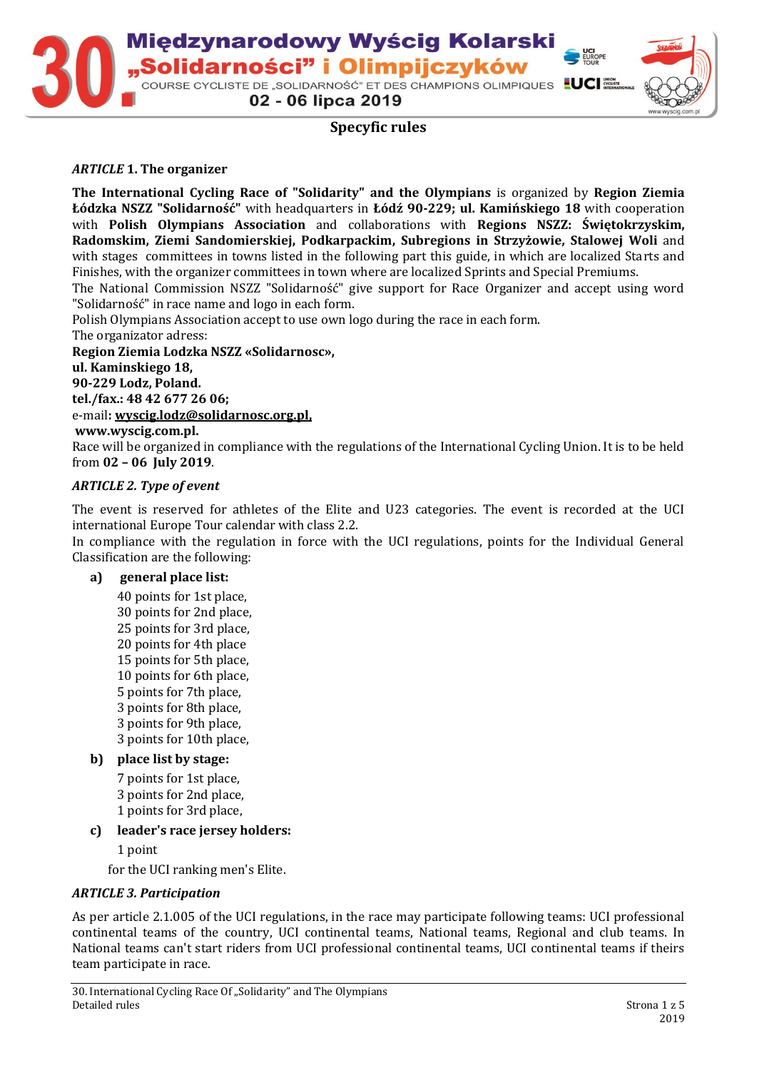Międzynarodowy Wyścig Kolarski „Solidarności" i Olimpijczyków

COURSE CYCLISTE DE „SOLIDARNOŚĆ" ET DES CHAMPIONS OLIMPIQUES

02 - 06 lipca 2019

## Specyfic rules

### *ARTICLE* 1. The organizer

**The International Cycling Race of "Solidarity" and the Olympians** is organized by **Region Ziemia Łódzka NSZZ "Solidarność"** with headquarters in **Łódź 90-229; ul. Kamińskiego 18** with cooperation with **Polish Olympians Association** and collaborations with **Regions NSZZ: Świętokrzyskim, Radomskim, Ziemi Sandomierskiej, Podkarpackim, Subregions in Strzyżowie, Stalowej Woli** and with stages committees in towns listed in the following part this guide, in which are localized Starts and Finishes, with the organizer committees in town where are localized Sprints and Special Premiums.

The National Commission NSZZ "Solidarność" give support for Race Organizer and accept using word "Solidarność" in race name and logo in each form.

Polish Olympians Association accept to use own logo during the race in each form.

The organizator adress:

**Region Ziemia Lodzka NSZZ «Solidarnosc»,**
**ul. Kaminskiego 18,**
**90-229 Lodz, Poland.**
**tel./fax.: 48 42 677 26 06;**
e-mail**: wyscig.lodz@solidarnosc.org.pl,**
**www.wyscig.com.pl.**

Race will be organized in compliance with the regulations of the International Cycling Union. It is to be held from **02 – 06 July 2019**.

### *ARTICLE 2. Type of event*

The event is reserved for athletes of the Elite and U23 categories. The event is recorded at the UCI international Europe Tour calendar with class 2.2.

In compliance with the regulation in force with the UCI regulations, points for the Individual General Classification are the following:

**a) general place list:**

40 points for 1st place,
30 points for 2nd place,
25 points for 3rd place,
20 points for 4th place
15 points for 5th place,
10 points for 6th place,
5 points for 7th place,
3 points for 8th place,
3 points for 9th place,
3 points for 10th place,

**b) place list by stage:**

7 points for 1st place,
3 points for 2nd place,
1 points for 3rd place,

**c) leader's race jersey holders:**

1 point

for the UCI ranking men's Elite.

### *ARTICLE 3. Participation*

As per article 2.1.005 of the UCI regulations, in the race may participate following teams: UCI professional continental teams of the country, UCI continental teams, National teams, Regional and club teams. In National teams can't start riders from UCI professional continental teams, UCI continental teams if theirs team participate in race.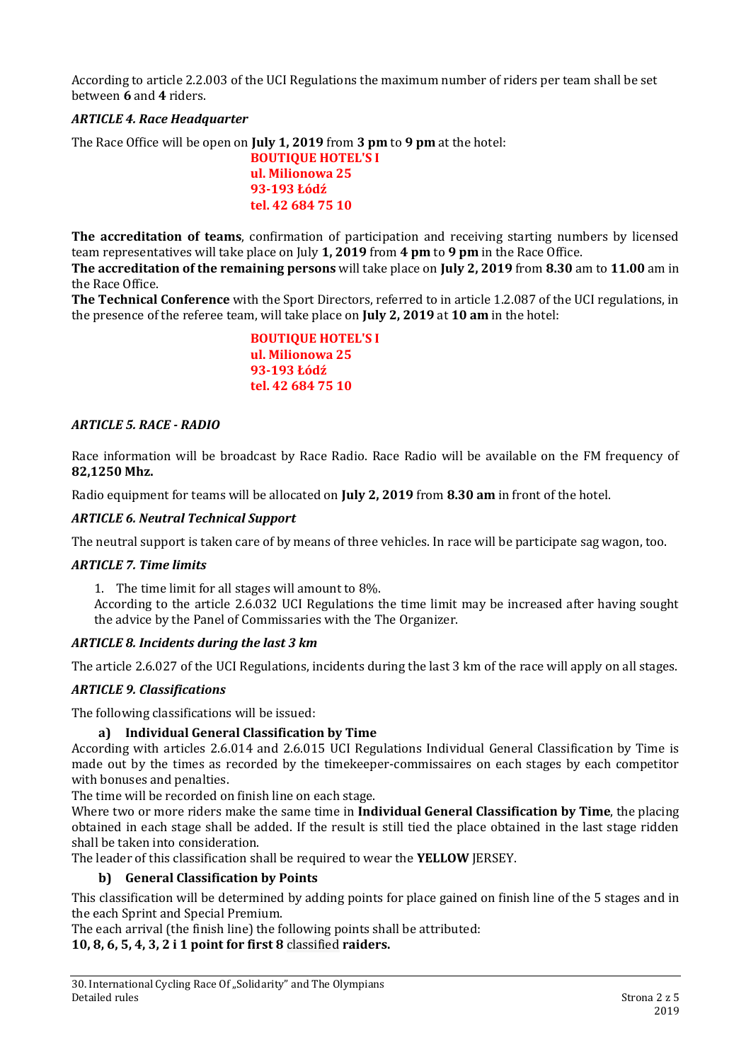According to article 2.2.003 of the UCI Regulations the maximum number of riders per team shall be set between **6** and **4** riders.

### *ARTICLE 4. Race Headquarter*

The Race Office will be open on **July 1, 2019** from **3 pm** to **9 pm** at the hotel:

**BOUTIQUE HOTEL'S I**
**ul. Milionowa 25**
**93-193 Łódź**
**tel. 42 684 75 10**

**The accreditation of teams**, confirmation of participation and receiving starting numbers by licensed team representatives will take place on July **1, 2019** from **4 pm** to **9 pm** in the Race Office.
**The accreditation of the remaining persons** will take place on **July 2, 2019** from **8.30** am to **11.00** am in the Race Office.
**The Technical Conference** with the Sport Directors, referred to in article 1.2.087 of the UCI regulations, in the presence of the referee team, will take place on **July 2, 2019** at **10 am** in the hotel:

**BOUTIQUE HOTEL'S I**
**ul. Milionowa 25**
**93-193 Łódź**
**tel. 42 684 75 10**

### *ARTICLE 5. RACE - RADIO*

Race information will be broadcast by Race Radio. Race Radio will be available on the FM frequency of **82,1250 Mhz.**

Radio equipment for teams will be allocated on **July 2, 2019** from **8.30 am** in front of the hotel.

### *ARTICLE 6. Neutral Technical Support*

The neutral support is taken care of by means of three vehicles. In race will be participate sag wagon, too.

### *ARTICLE 7. Time limits*

1. The time limit for all stages will amount to 8%.
   According to the article 2.6.032 UCI Regulations the time limit may be increased after having sought the advice by the Panel of Commissaries with the The Organizer.

### *ARTICLE 8. Incidents during the last 3 km*

The article 2.6.027 of the UCI Regulations, incidents during the last 3 km of the race will apply on all stages.

### *ARTICLE 9. Classifications*

The following classifications will be issued:

**a) Individual General Classification by Time**

According with articles 2.6.014 and 2.6.015 UCI Regulations Individual General Classification by Time is made out by the times as recorded by the timekeeper-commissaires on each stages by each competitor with bonuses and penalties.
The time will be recorded on finish line on each stage.
Where two or more riders make the same time in **Individual General Classification by Time**, the placing obtained in each stage shall be added. If the result is still tied the place obtained in the last stage ridden shall be taken into consideration.
The leader of this classification shall be required to wear the **YELLOW** JERSEY.

**b) General Classification by Points**

This classification will be determined by adding points for place gained on finish line of the 5 stages and in the each Sprint and Special Premium.
The each arrival (the finish line) the following points shall be attributed:
**10, 8, 6, 5, 4, 3, 2 i 1 point for first 8** classified **raiders.**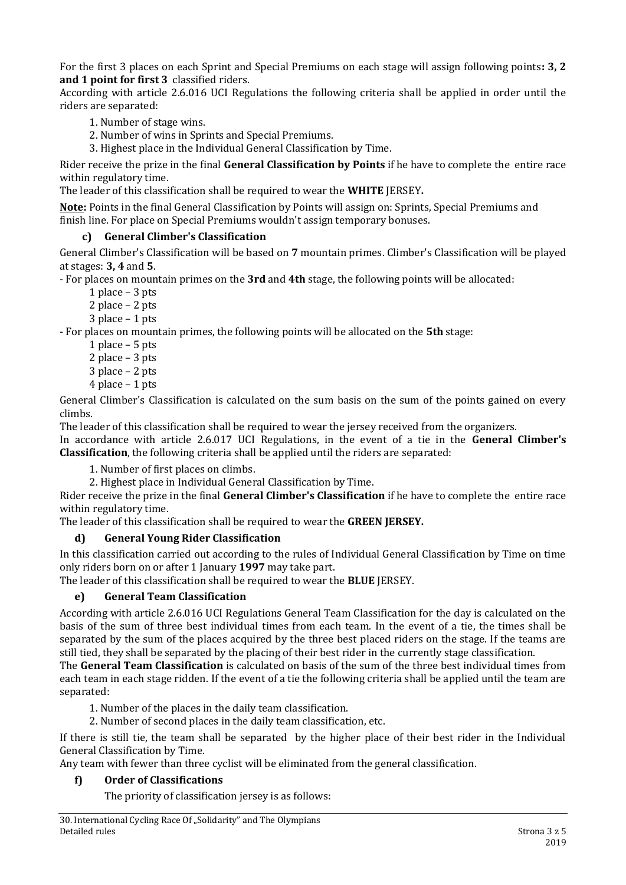For the first 3 places on each Sprint and Special Premiums on each stage will assign following points**: 3, 2 and 1 point for first 3** classified riders.

According with article 2.6.016 UCI Regulations the following criteria shall be applied in order until the riders are separated:

1. Number of stage wins.
2. Number of wins in Sprints and Special Premiums.
3. Highest place in the Individual General Classification by Time.

Rider receive the prize in the final **General Classification by Points** if he have to complete the entire race within regulatory time.

The leader of this classification shall be required to wear the **WHITE** JERSEY**.**

**Note:** Points in the final General Classification by Points will assign on: Sprints, Special Premiums and finish line. For place on Special Premiums wouldn't assign temporary bonuses.

### c) General Climber's Classification

General Climber's Classification will be based on **7** mountain primes. Climber's Classification will be played at stages: **3, 4** and **5**.

- For places on mountain primes on the **3rd** and **4th** stage, the following points will be allocated:

  1 place – 3 pts
  2 place – 2 pts
  3 place – 1 pts

- For places on mountain primes, the following points will be allocated on the **5th** stage:

  1 place – 5 pts
  2 place – 3 pts
  3 place – 2 pts
  4 place – 1 pts

General Climber's Classification is calculated on the sum basis on the sum of the points gained on every climbs.

The leader of this classification shall be required to wear the jersey received from the organizers.

In accordance with article 2.6.017 UCI Regulations, in the event of a tie in the **General Climber's Classification**, the following criteria shall be applied until the riders are separated:

1. Number of first places on climbs.
2. Highest place in Individual General Classification by Time.

Rider receive the prize in the final **General Climber's Classification** if he have to complete the entire race within regulatory time.

The leader of this classification shall be required to wear the **GREEN JERSEY.**

### d) General Young Rider Classification

In this classification carried out according to the rules of Individual General Classification by Time on time only riders born on or after 1 January **1997** may take part.

The leader of this classification shall be required to wear the **BLUE** JERSEY.

### e) General Team Classification

According with article 2.6.016 UCI Regulations General Team Classification for the day is calculated on the basis of the sum of three best individual times from each team. In the event of a tie, the times shall be separated by the sum of the places acquired by the three best placed riders on the stage. If the teams are still tied, they shall be separated by the placing of their best rider in the currently stage classification.

The **General Team Classification** is calculated on basis of the sum of the three best individual times from each team in each stage ridden. If the event of a tie the following criteria shall be applied until the team are separated:

1. Number of the places in the daily team classification.
2. Number of second places in the daily team classification, etc.

If there is still tie, the team shall be separated by the higher place of their best rider in the Individual General Classification by Time.

Any team with fewer than three cyclist will be eliminated from the general classification.

### f) Order of Classifications

The priority of classification jersey is as follows: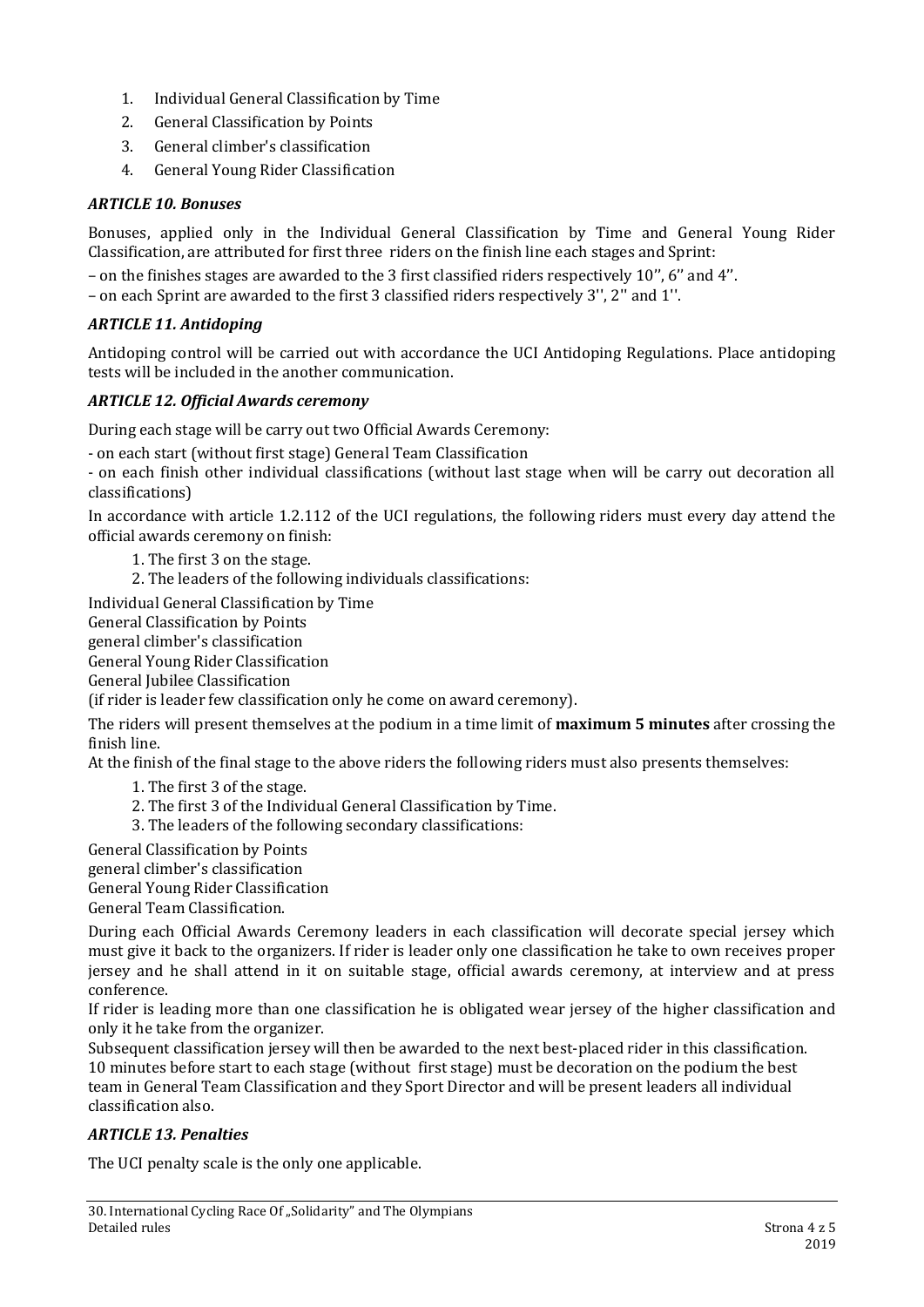1. Individual General Classification by Time
2. General Classification by Points
3. General climber's classification
4. General Young Rider Classification

### *ARTICLE 10. Bonuses*

Bonuses, applied only in the Individual General Classification by Time and General Young Rider Classification, are attributed for first three riders on the finish line each stages and Sprint:

– on the finishes stages are awarded to the 3 first classified riders respectively 10'', 6'' and 4''.

– on each Sprint are awarded to the first 3 classified riders respectively 3'', 2'' and 1''.

### *ARTICLE 11. Antidoping*

Antidoping control will be carried out with accordance the UCI Antidoping Regulations. Place antidoping tests will be included in the another communication.

### *ARTICLE 12. Official Awards ceremony*

During each stage will be carry out two Official Awards Ceremony:

- on each start (without first stage) General Team Classification
- on each finish other individual classifications (without last stage when will be carry out decoration all classifications)

In accordance with article 1.2.112 of the UCI regulations, the following riders must every day attend the official awards ceremony on finish:

1. The first 3 on the stage.
2. The leaders of the following individuals classifications:

Individual General Classification by Time
General Classification by Points
general climber's classification
General Young Rider Classification
General Jubilee Classification
(if rider is leader few classification only he come on award ceremony).

The riders will present themselves at the podium in a time limit of **maximum 5 minutes** after crossing the finish line.
At the finish of the final stage to the above riders the following riders must also presents themselves:

1. The first 3 of the stage.
2. The first 3 of the Individual General Classification by Time.
3. The leaders of the following secondary classifications:

General Classification by Points
general climber's classification
General Young Rider Classification
General Team Classification.

During each Official Awards Ceremony leaders in each classification will decorate special jersey which must give it back to the organizers. If rider is leader only one classification he take to own receives proper jersey and he shall attend in it on suitable stage, official awards ceremony, at interview and at press conference.
If rider is leading more than one classification he is obligated wear jersey of the higher classification and only it he take from the organizer.
Subsequent classification jersey will then be awarded to the next best-placed rider in this classification.
10 minutes before start to each stage (without first stage) must be decoration on the podium the best team in General Team Classification and they Sport Director and will be present leaders all individual classification also.

### *ARTICLE 13. Penalties*

The UCI penalty scale is the only one applicable.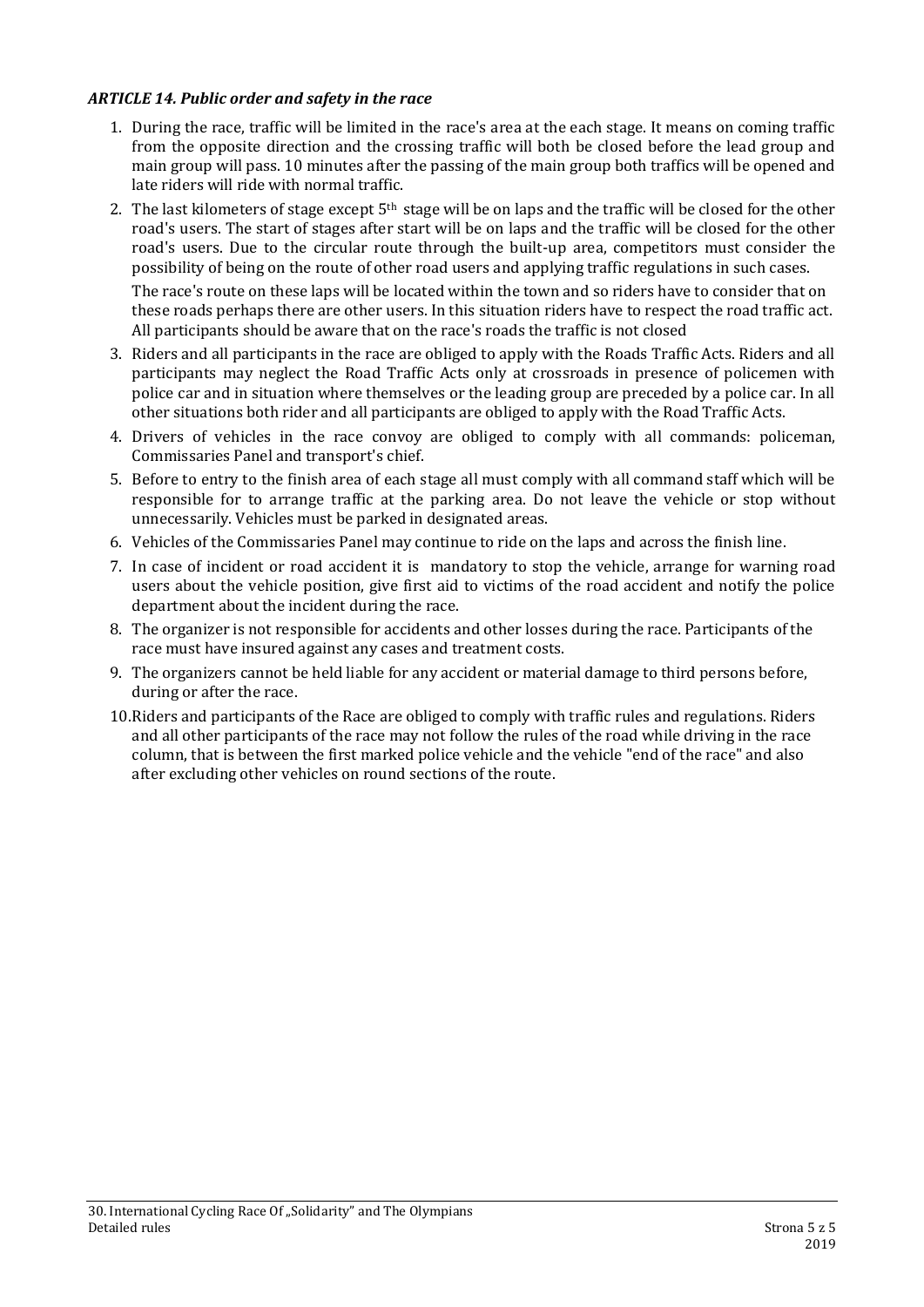### *ARTICLE 14. Public order and safety in the race*

1. During the race, traffic will be limited in the race's area at the each stage. It means on coming traffic from the opposite direction and the crossing traffic will both be closed before the lead group and main group will pass. 10 minutes after the passing of the main group both traffics will be opened and late riders will ride with normal traffic.
2. The last kilometers of stage except 5th stage will be on laps and the traffic will be closed for the other road's users. The start of stages after start will be on laps and the traffic will be closed for the other road's users. Due to the circular route through the built-up area, competitors must consider the possibility of being on the route of other road users and applying traffic regulations in such cases.

   The race's route on these laps will be located within the town and so riders have to consider that on these roads perhaps there are other users. In this situation riders have to respect the road traffic act. All participants should be aware that on the race's roads the traffic is not closed
3. Riders and all participants in the race are obliged to apply with the Roads Traffic Acts. Riders and all participants may neglect the Road Traffic Acts only at crossroads in presence of policemen with police car and in situation where themselves or the leading group are preceded by a police car. In all other situations both rider and all participants are obliged to apply with the Road Traffic Acts.
4. Drivers of vehicles in the race convoy are obliged to comply with all commands: policeman, Commissaries Panel and transport's chief.
5. Before to entry to the finish area of each stage all must comply with all command staff which will be responsible for to arrange traffic at the parking area. Do not leave the vehicle or stop without unnecessarily. Vehicles must be parked in designated areas.
6. Vehicles of the Commissaries Panel may continue to ride on the laps and across the finish line.
7. In case of incident or road accident it is mandatory to stop the vehicle, arrange for warning road users about the vehicle position, give first aid to victims of the road accident and notify the police department about the incident during the race.
8. The organizer is not responsible for accidents and other losses during the race. Participants of the race must have insured against any cases and treatment costs.
9. The organizers cannot be held liable for any accident or material damage to third persons before, during or after the race.
10. Riders and participants of the Race are obliged to comply with traffic rules and regulations. Riders and all other participants of the race may not follow the rules of the road while driving in the race column, that is between the first marked police vehicle and the vehicle "end of the race" and also after excluding other vehicles on round sections of the route.